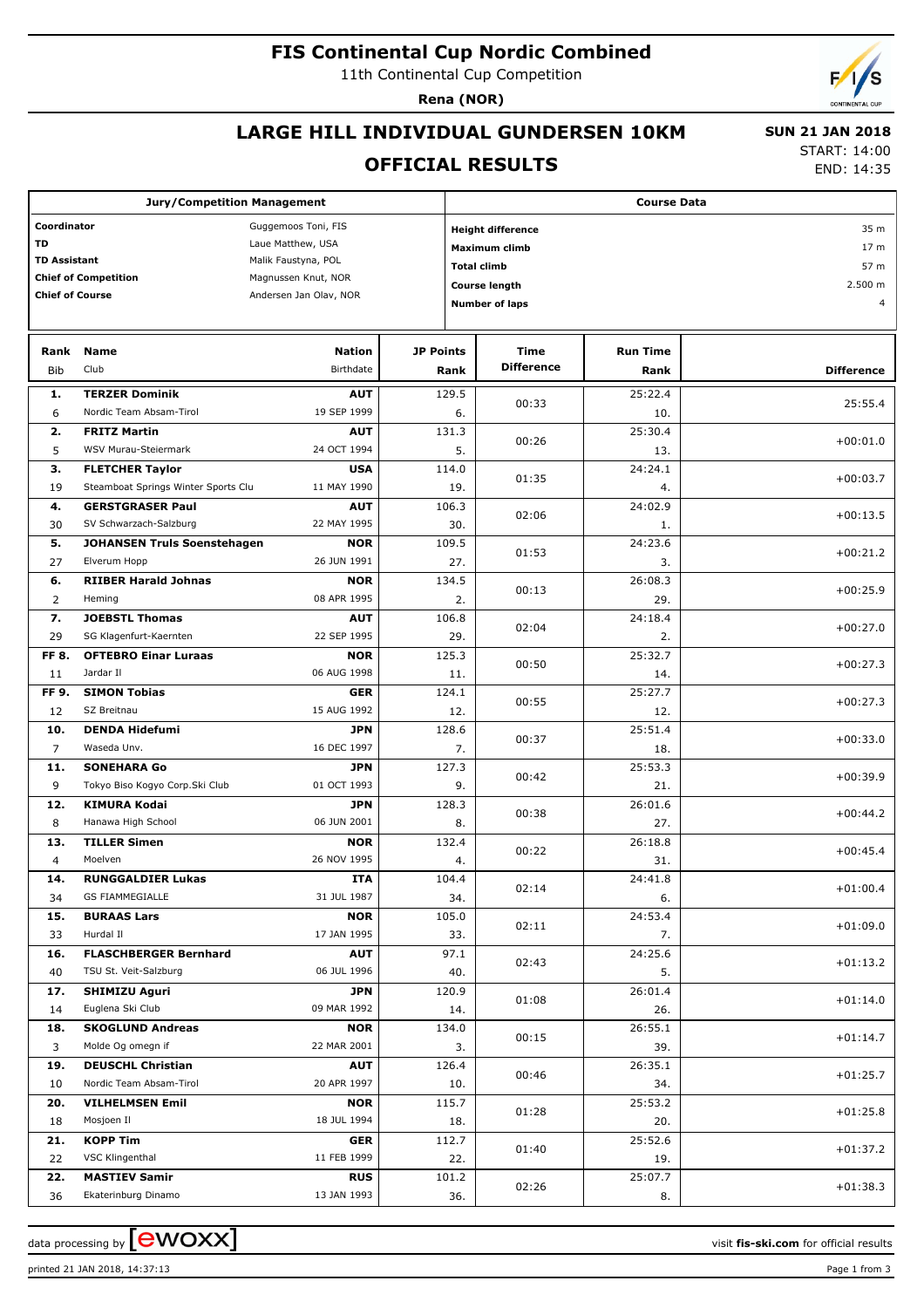# FIS Continental Cup Nordic Combined

11th Continental Cup Competition

**Rena (NOR)**

## LARGE HILL INDIVIDUAL GUNDERSEN 10KM

## OFFICIAL RESULTS

**SUN 21 JAN 2018**

START: 14:00

END: 14:35

| Jury/Competition Management | |
|---|---|
| Coordinator | Guggemoos Toni, FIS |
| TD | Laue Matthew, USA |
| TD Assistant | Malik Faustyna, POL |
| Chief of Competition | Magnussen Knut, NOR |
| Chief of Course | Andersen Jan Olav, NOR |

| Course Data | |
|---|---|
| Height difference | 35 m |
| Maximum climb | 17 m |
| Total climb | 57 m |
| Course length | 2.500 m |
| Number of laps | 4 |

| Rank | Bib | Name | Club | Nation | Birthdate | JP Points | JP Rank | Time Difference | Run Time | Run Rank | Difference |
|---|---|---|---|---|---|---|---|---|---|---|---|
| 1. | 6 | TERZER Dominik | Nordic Team Absam-Tirol | AUT | 19 SEP 1999 | 129.5 | 6. | 00:33 | 25:22.4 | 10. | 25:55.4 |
| 2. | 5 | FRITZ Martin | WSV Murau-Steiermark | AUT | 24 OCT 1994 | 131.3 | 5. | 00:26 | 25:30.4 | 13. | +00:01.0 |
| 3. | 19 | FLETCHER Taylor | Steamboat Springs Winter Sports Clu | USA | 11 MAY 1990 | 114.0 | 19. | 01:35 | 24:24.1 | 4. | +00:03.7 |
| 4. | 30 | GERSTGRASER Paul | SV Schwarzach-Salzburg | AUT | 22 MAY 1995 | 106.3 | 30. | 02:06 | 24:02.9 | 1. | +00:13.5 |
| 5. | 27 | JOHANSEN Truls Soenstehagen | Elverum Hopp | NOR | 26 JUN 1991 | 109.5 | 27. | 01:53 | 24:23.6 | 3. | +00:21.2 |
| 6. | 2 | RIIBER Harald Johnas | Heming | NOR | 08 APR 1995 | 134.5 | 2. | 00:13 | 26:08.3 | 29. | +00:25.9 |
| 7. | 29 | JOEBSTL Thomas | SG Klagenfurt-Kaernten | AUT | 22 SEP 1995 | 106.8 | 29. | 02:04 | 24:18.4 | 2. | +00:27.0 |
| FF 8. | 11 | OFTEBRO Einar Luraas | Jardar Il | NOR | 06 AUG 1998 | 125.3 | 11. | 00:50 | 25:32.7 | 14. | +00:27.3 |
| FF 9. | 12 | SIMON Tobias | SZ Breitnau | GER | 15 AUG 1992 | 124.1 | 12. | 00:55 | 25:27.7 | 12. | +00:27.3 |
| 10. | 7 | DENDA Hidefumi | Waseda Unv. | JPN | 16 DEC 1997 | 128.6 | 7. | 00:37 | 25:51.4 | 18. | +00:33.0 |
| 11. | 9 | SONEHARA Go | Tokyo Biso Kogyo Corp.Ski Club | JPN | 01 OCT 1993 | 127.3 | 9. | 00:42 | 25:53.3 | 21. | +00:39.9 |
| 12. | 8 | KIMURA Kodai | Hanawa High School | JPN | 06 JUN 2001 | 128.3 | 8. | 00:38 | 26:01.6 | 27. | +00:44.2 |
| 13. | 4 | TILLER Simen | Moelven | NOR | 26 NOV 1995 | 132.4 | 4. | 00:22 | 26:18.8 | 31. | +00:45.4 |
| 14. | 34 | RUNGGALDIER Lukas | GS FIAMMEGIALLE | ITA | 31 JUL 1987 | 104.4 | 34. | 02:14 | 24:41.8 | 6. | +01:00.4 |
| 15. | 33 | BURAAS Lars | Hurdal Il | NOR | 17 JAN 1995 | 105.0 | 33. | 02:11 | 24:53.4 | 7. | +01:09.0 |
| 16. | 40 | FLASCHBERGER Bernhard | TSU St. Veit-Salzburg | AUT | 06 JUL 1996 | 97.1 | 40. | 02:43 | 24:25.6 | 5. | +01:13.2 |
| 17. | 14 | SHIMIZU Aguri | Euglena Ski Club | JPN | 09 MAR 1992 | 120.9 | 14. | 01:08 | 26:01.4 | 26. | +01:14.0 |
| 18. | 3 | SKOGLUND Andreas | Molde Og omegn if | NOR | 22 MAR 2001 | 134.0 | 3. | 00:15 | 26:55.1 | 39. | +01:14.7 |
| 19. | 10 | DEUSCHL Christian | Nordic Team Absam-Tirol | AUT | 20 APR 1997 | 126.4 | 10. | 00:46 | 26:35.1 | 34. | +01:25.7 |
| 20. | 18 | VILHELMSEN Emil | Mosjoen Il | NOR | 18 JUL 1994 | 115.7 | 18. | 01:28 | 25:53.2 | 20. | +01:25.8 |
| 21. | 22 | KOPP Tim | VSC Klingenthal | GER | 11 FEB 1999 | 112.7 | 22. | 01:40 | 25:52.6 | 19. | +01:37.2 |
| 22. | 36 | MASTIEV Samir | Ekaterinburg Dinamo | RUS | 13 JAN 1993 | 101.2 | 36. | 02:26 | 25:07.7 | 8. | +01:38.3 |

data processing by ewoxx — visit fis-ski.com for official results

printed 21 JAN 2018, 14:37:13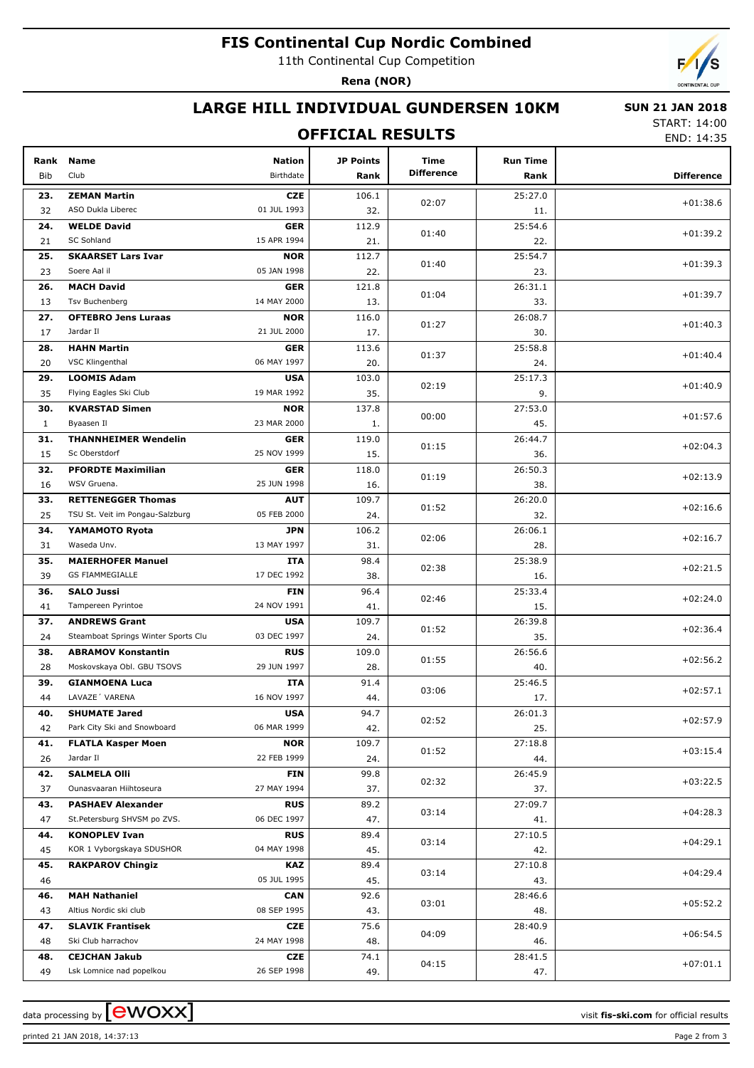# FIS Continental Cup Nordic Combined

11th Continental Cup Competition

**Rena (NOR)**

## LARGE HILL INDIVIDUAL GUNDERSEN 10KM

**SUN 21 JAN 2018**

START: 14:00
END: 14:35

### OFFICIAL RESULTS

| Rank / Bib | Name / Club | Nation / Birthdate | JP Points / Rank | Time Difference | Run Time / Rank | Difference |
|---|---|---|---|---|---|---|
| 23. / 32 | **ZEMAN Martin** / ASO Dukla Liberec | CZE / 01 JUL 1993 | 106.1 / 32. | 02:07 | 25:27.0 / 11. | +01:38.6 |
| 24. / 21 | **WELDE David** / SC Sohland | GER / 15 APR 1994 | 112.9 / 21. | 01:40 | 25:54.6 / 22. | +01:39.2 |
| 25. / 23 | **SKAARSET Lars Ivar** / Soere Aal il | NOR / 05 JAN 1998 | 112.7 / 22. | 01:40 | 25:54.7 / 23. | +01:39.3 |
| 26. / 13 | **MACH David** / Tsv Buchenberg | GER / 14 MAY 2000 | 121.8 / 13. | 01:04 | 26:31.1 / 33. | +01:39.7 |
| 27. / 17 | **OFTEBRO Jens Luraas** / Jardar Il | NOR / 21 JUL 2000 | 116.0 / 17. | 01:27 | 26:08.7 / 30. | +01:40.3 |
| 28. / 20 | **HAHN Martin** / VSC Klingenthal | GER / 06 MAY 1997 | 113.6 / 20. | 01:37 | 25:58.8 / 24. | +01:40.4 |
| 29. / 35 | **LOOMIS Adam** / Flying Eagles Ski Club | USA / 19 MAR 1992 | 103.0 / 35. | 02:19 | 25:17.3 / 9. | +01:40.9 |
| 30. / 1 | **KVARSTAD Simen** / Byaasen Il | NOR / 23 MAR 2000 | 137.8 / 1. | 00:00 | 27:53.0 / 45. | +01:57.6 |
| 31. / 15 | **THANNHEIMER Wendelin** / Sc Oberstdorf | GER / 25 NOV 1999 | 119.0 / 15. | 01:15 | 26:44.7 / 36. | +02:04.3 |
| 32. / 16 | **PFORDTE Maximilian** / WSV Gruena. | GER / 25 JUN 1998 | 118.0 / 16. | 01:19 | 26:50.3 / 38. | +02:13.9 |
| 33. / 25 | **RETTENEGGER Thomas** / TSU St. Veit im Pongau-Salzburg | AUT / 05 FEB 2000 | 109.7 / 24. | 01:52 | 26:20.0 / 32. | +02:16.6 |
| 34. / 31 | **YAMAMOTO Ryota** / Waseda Unv. | JPN / 13 MAY 1997 | 106.2 / 31. | 02:06 | 26:06.1 / 28. | +02:16.7 |
| 35. / 39 | **MAIERHOFER Manuel** / GS FIAMMEGIALLE | ITA / 17 DEC 1992 | 98.4 / 38. | 02:38 | 25:38.9 / 16. | +02:21.5 |
| 36. / 41 | **SALO Jussi** / Tampereen Pyrintoe | FIN / 24 NOV 1991 | 96.4 / 41. | 02:46 | 25:33.4 / 15. | +02:24.0 |
| 37. / 24 | **ANDREWS Grant** / Steamboat Springs Winter Sports Clu | USA / 03 DEC 1997 | 109.7 / 24. | 01:52 | 26:39.8 / 35. | +02:36.4 |
| 38. / 28 | **ABRAMOV Konstantin** / Moskovskaya Obl. GBU TSOVS | RUS / 29 JUN 1997 | 109.0 / 28. | 01:55 | 26:56.6 / 40. | +02:56.2 |
| 39. / 44 | **GIANMOENA Luca** / LAVAZE´ VARENA | ITA / 16 NOV 1997 | 91.4 / 44. | 03:06 | 25:46.5 / 17. | +02:57.1 |
| 40. / 42 | **SHUMATE Jared** / Park City Ski and Snowboard | USA / 06 MAR 1999 | 94.7 / 42. | 02:52 | 26:01.3 / 25. | +02:57.9 |
| 41. / 26 | **FLATLA Kasper Moen** / Jardar Il | NOR / 22 FEB 1999 | 109.7 / 24. | 01:52 | 27:18.8 / 44. | +03:15.4 |
| 42. / 37 | **SALMELA Olli** / Ounasvaaran Hiihtoseura | FIN / 27 MAY 1994 | 99.8 / 37. | 02:32 | 26:45.9 / 37. | +03:22.5 |
| 43. / 47 | **PASHAEV Alexander** / St.Petersburg SHVSM po ZVS. | RUS / 06 DEC 1997 | 89.2 / 47. | 03:14 | 27:09.7 / 41. | +04:28.3 |
| 44. / 45 | **KONOPLEV Ivan** / KOR 1 Vyborgskaya SDUSHOR | RUS / 04 MAY 1998 | 89.4 / 45. | 03:14 | 27:10.5 / 42. | +04:29.1 |
| 45. / 46 | **RAKPAROV Chingiz** | KAZ / 05 JUL 1995 | 89.4 / 45. | 03:14 | 27:10.8 / 43. | +04:29.4 |
| 46. / 43 | **MAH Nathaniel** / Altius Nordic ski club | CAN / 08 SEP 1995 | 92.6 / 43. | 03:01 | 28:46.6 / 48. | +05:52.2 |
| 47. / 48 | **SLAVIK Frantisek** / Ski Club harrachov | CZE / 24 MAY 1998 | 75.6 / 48. | 04:09 | 28:40.9 / 46. | +06:54.5 |
| 48. / 49 | **CEJCHAN Jakub** / Lsk Lomnice nad popelkou | CZE / 26 SEP 1998 | 74.1 / 49. | 04:15 | 28:41.5 / 47. | +07:01.1 |

data processing by ewoxx — visit fis-ski.com for official results

printed 21 JAN 2018, 14:37:13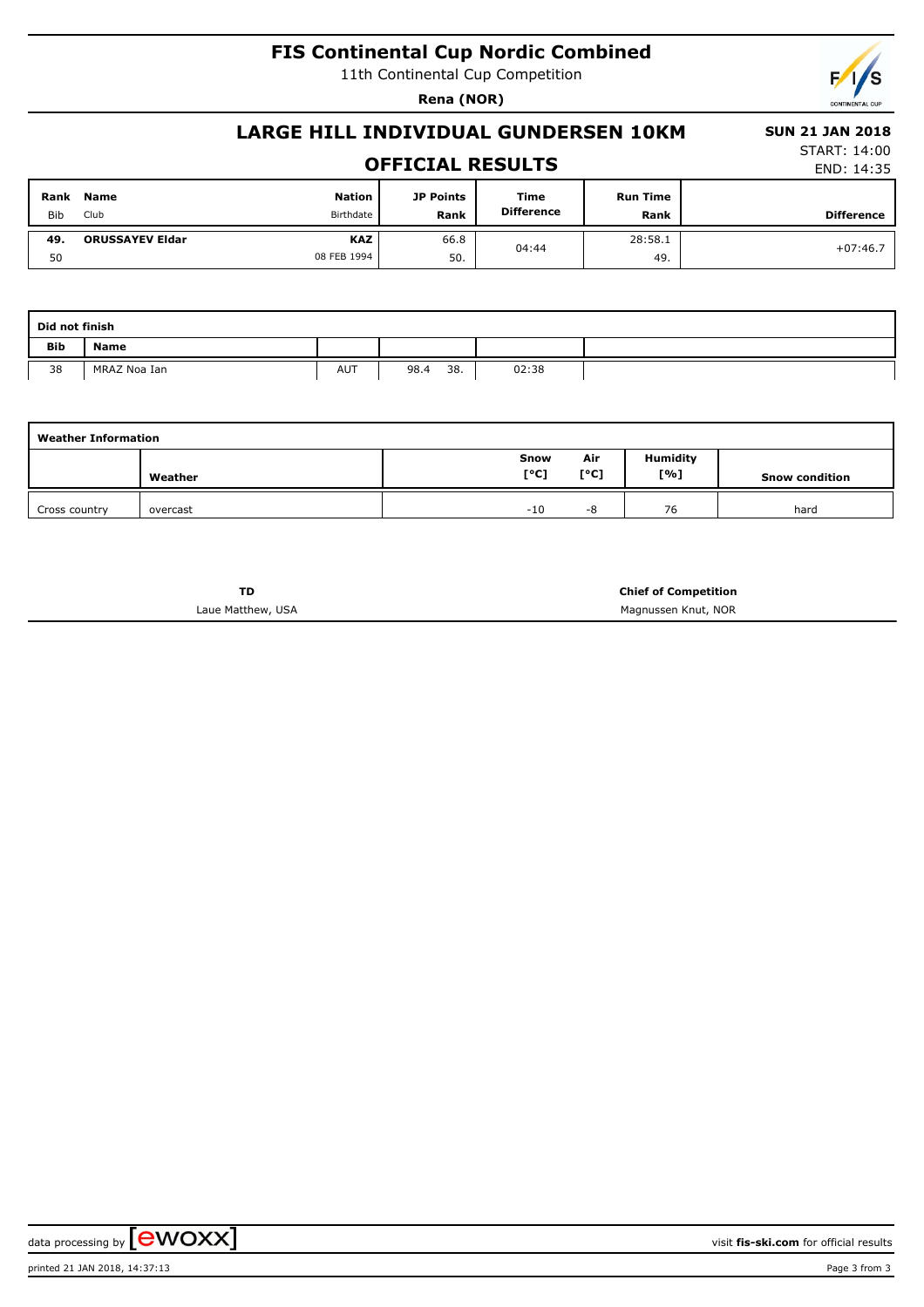# FIS Continental Cup Nordic Combined

11th Continental Cup Competition

**Rena (NOR)**

## LARGE HILL INDIVIDUAL GUNDERSEN 10KM

**SUN 21 JAN 2018**

START: 14:00

END: 14:35

## OFFICIAL RESULTS

| Rank<br>Bib | Name<br>Club | Nation<br>Birthdate | JP Points<br>Rank | Time Difference | Run Time<br>Rank | Difference |
|---|---|---|---|---|---|---|
| **49.**<br>50 | **ORUSSAYEV Eldar** | **KAZ**<br>08 FEB 1994 | 66.8<br>50. | 04:44 | 28:58.1<br>49. | +07:46.7 |

| Did not finish | | | | | |
|---|---|---|---|---|---|
| **Bib** | **Name** | | | | |
| 38 | MRAZ Noa Ian | AUT | 98.4 38. | 02:38 | |

| Weather Information | | | | | |
|---|---|---|---|---|---|
| | **Weather** | **Snow [°C]** | **Air [°C]** | **Humidity [%]** | **Snow condition** |
| Cross country | overcast | -10 | -8 | 76 | hard |

**TD**
Laue Matthew, USA

**Chief of Competition**
Magnussen Knut, NOR

data processing by [ewoxx]

visit **fis-ski.com** for official results

printed 21 JAN 2018, 14:37:13